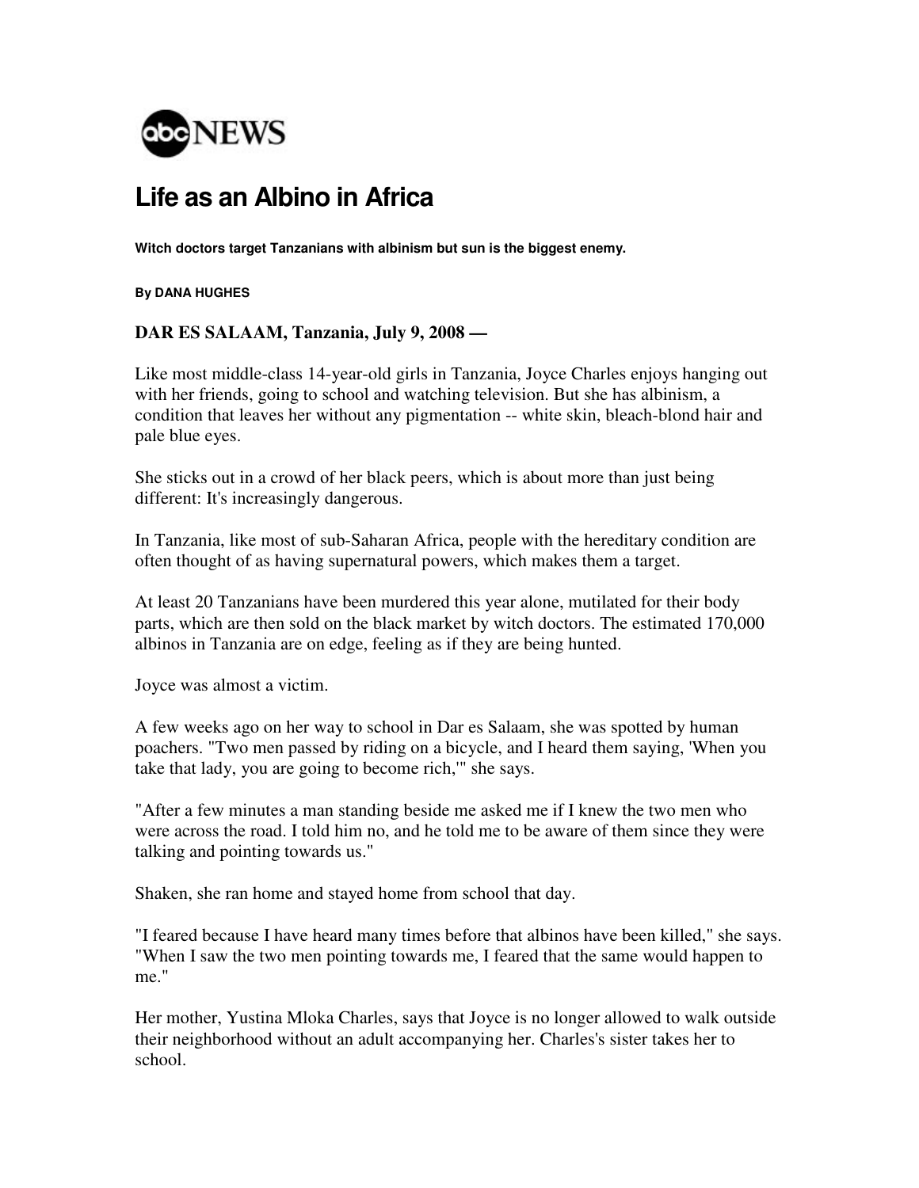abcNEWS

# Life as an Albino in Africa

**Witch doctors target Tanzanians with albinism but sun is the biggest enemy.**

**By DANA HUGHES**

**DAR ES SALAAM, Tanzania, July 9, 2008 —**

Like most middle-class 14-year-old girls in Tanzania, Joyce Charles enjoys hanging out with her friends, going to school and watching television. But she has albinism, a condition that leaves her without any pigmentation -- white skin, bleach-blond hair and pale blue eyes.

She sticks out in a crowd of her black peers, which is about more than just being different: It's increasingly dangerous.

In Tanzania, like most of sub-Saharan Africa, people with the hereditary condition are often thought of as having supernatural powers, which makes them a target.

At least 20 Tanzanians have been murdered this year alone, mutilated for their body parts, which are then sold on the black market by witch doctors. The estimated 170,000 albinos in Tanzania are on edge, feeling as if they are being hunted.

Joyce was almost a victim.

A few weeks ago on her way to school in Dar es Salaam, she was spotted by human poachers. "Two men passed by riding on a bicycle, and I heard them saying, 'When you take that lady, you are going to become rich,'" she says.

"After a few minutes a man standing beside me asked me if I knew the two men who were across the road. I told him no, and he told me to be aware of them since they were talking and pointing towards us."

Shaken, she ran home and stayed home from school that day.

"I feared because I have heard many times before that albinos have been killed," she says. "When I saw the two men pointing towards me, I feared that the same would happen to me."

Her mother, Yustina Mloka Charles, says that Joyce is no longer allowed to walk outside their neighborhood without an adult accompanying her. Charles's sister takes her to school.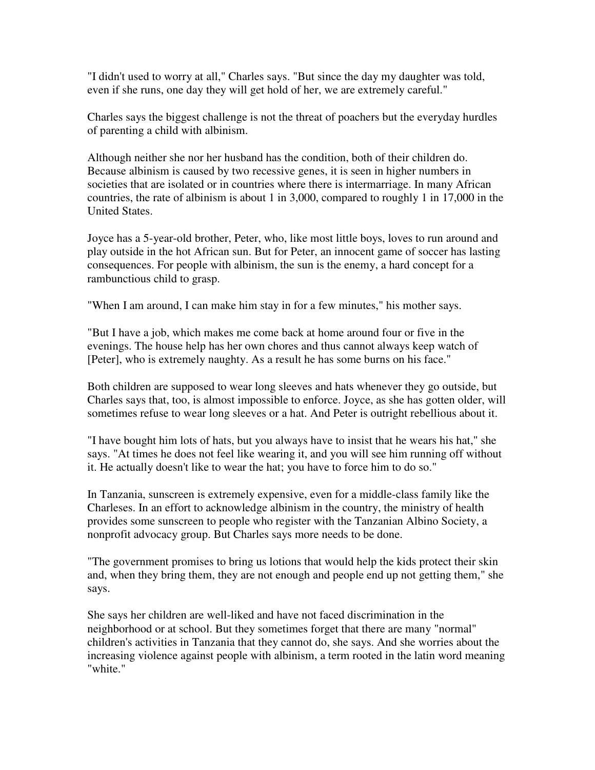"I didn't used to worry at all," Charles says. "But since the day my daughter was told, even if she runs, one day they will get hold of her, we are extremely careful."

Charles says the biggest challenge is not the threat of poachers but the everyday hurdles of parenting a child with albinism.

Although neither she nor her husband has the condition, both of their children do. Because albinism is caused by two recessive genes, it is seen in higher numbers in societies that are isolated or in countries where there is intermarriage. In many African countries, the rate of albinism is about 1 in 3,000, compared to roughly 1 in 17,000 in the United States.

Joyce has a 5-year-old brother, Peter, who, like most little boys, loves to run around and play outside in the hot African sun. But for Peter, an innocent game of soccer has lasting consequences. For people with albinism, the sun is the enemy, a hard concept for a rambunctious child to grasp.

"When I am around, I can make him stay in for a few minutes," his mother says.

"But I have a job, which makes me come back at home around four or five in the evenings. The house help has her own chores and thus cannot always keep watch of [Peter], who is extremely naughty. As a result he has some burns on his face."

Both children are supposed to wear long sleeves and hats whenever they go outside, but Charles says that, too, is almost impossible to enforce. Joyce, as she has gotten older, will sometimes refuse to wear long sleeves or a hat. And Peter is outright rebellious about it.

"I have bought him lots of hats, but you always have to insist that he wears his hat," she says. "At times he does not feel like wearing it, and you will see him running off without it. He actually doesn't like to wear the hat; you have to force him to do so."

In Tanzania, sunscreen is extremely expensive, even for a middle-class family like the Charleses. In an effort to acknowledge albinism in the country, the ministry of health provides some sunscreen to people who register with the Tanzanian Albino Society, a nonprofit advocacy group. But Charles says more needs to be done.

"The government promises to bring us lotions that would help the kids protect their skin and, when they bring them, they are not enough and people end up not getting them," she says.

She says her children are well-liked and have not faced discrimination in the neighborhood or at school. But they sometimes forget that there are many "normal" children's activities in Tanzania that they cannot do, she says. And she worries about the increasing violence against people with albinism, a term rooted in the latin word meaning "white."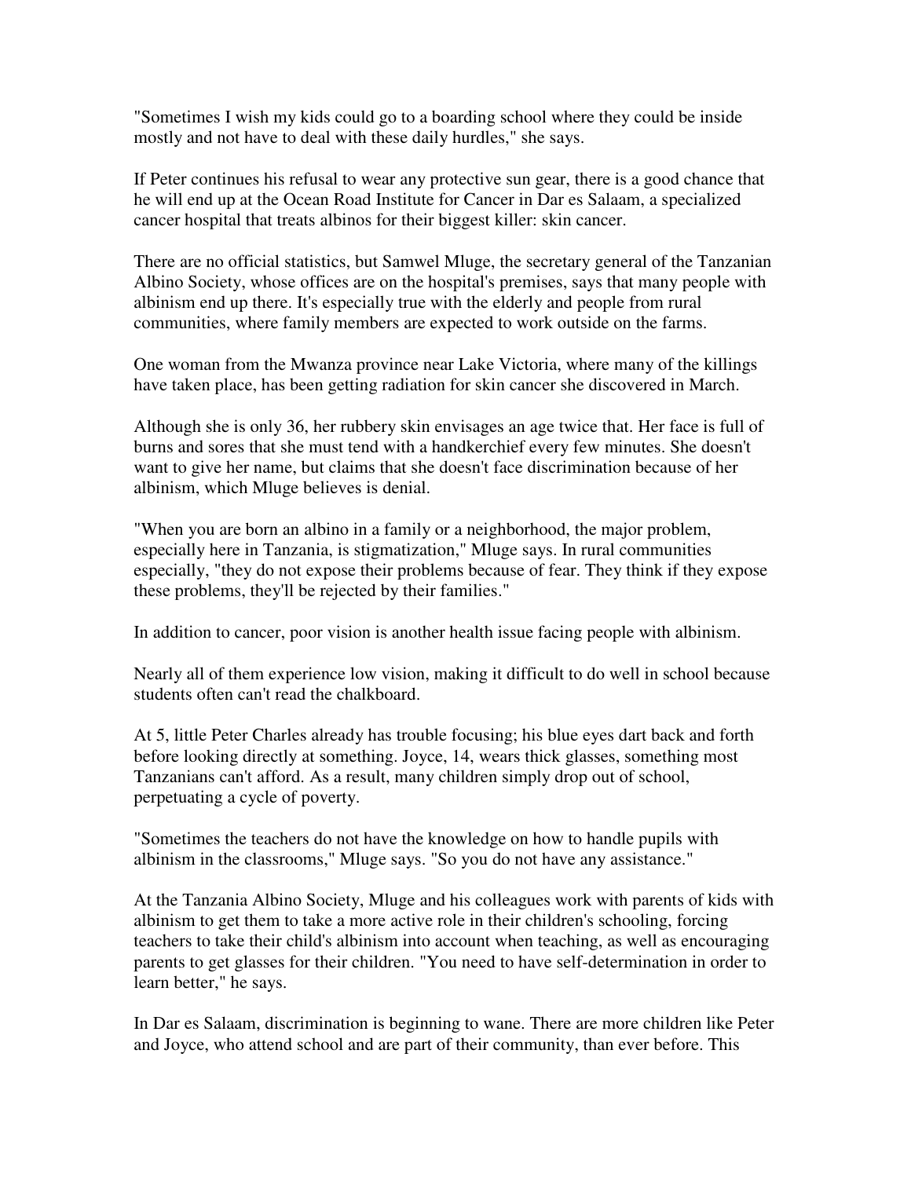"Sometimes I wish my kids could go to a boarding school where they could be inside mostly and not have to deal with these daily hurdles," she says.

If Peter continues his refusal to wear any protective sun gear, there is a good chance that he will end up at the Ocean Road Institute for Cancer in Dar es Salaam, a specialized cancer hospital that treats albinos for their biggest killer: skin cancer.

There are no official statistics, but Samwel Mluge, the secretary general of the Tanzanian Albino Society, whose offices are on the hospital's premises, says that many people with albinism end up there. It's especially true with the elderly and people from rural communities, where family members are expected to work outside on the farms.

One woman from the Mwanza province near Lake Victoria, where many of the killings have taken place, has been getting radiation for skin cancer she discovered in March.

Although she is only 36, her rubbery skin envisages an age twice that. Her face is full of burns and sores that she must tend with a handkerchief every few minutes. She doesn't want to give her name, but claims that she doesn't face discrimination because of her albinism, which Mluge believes is denial.

"When you are born an albino in a family or a neighborhood, the major problem, especially here in Tanzania, is stigmatization," Mluge says. In rural communities especially, "they do not expose their problems because of fear. They think if they expose these problems, they'll be rejected by their families."

In addition to cancer, poor vision is another health issue facing people with albinism.

Nearly all of them experience low vision, making it difficult to do well in school because students often can't read the chalkboard.

At 5, little Peter Charles already has trouble focusing; his blue eyes dart back and forth before looking directly at something. Joyce, 14, wears thick glasses, something most Tanzanians can't afford. As a result, many children simply drop out of school, perpetuating a cycle of poverty.

"Sometimes the teachers do not have the knowledge on how to handle pupils with albinism in the classrooms," Mluge says. "So you do not have any assistance."

At the Tanzania Albino Society, Mluge and his colleagues work with parents of kids with albinism to get them to take a more active role in their children's schooling, forcing teachers to take their child's albinism into account when teaching, as well as encouraging parents to get glasses for their children. "You need to have self-determination in order to learn better," he says.

In Dar es Salaam, discrimination is beginning to wane. There are more children like Peter and Joyce, who attend school and are part of their community, than ever before. This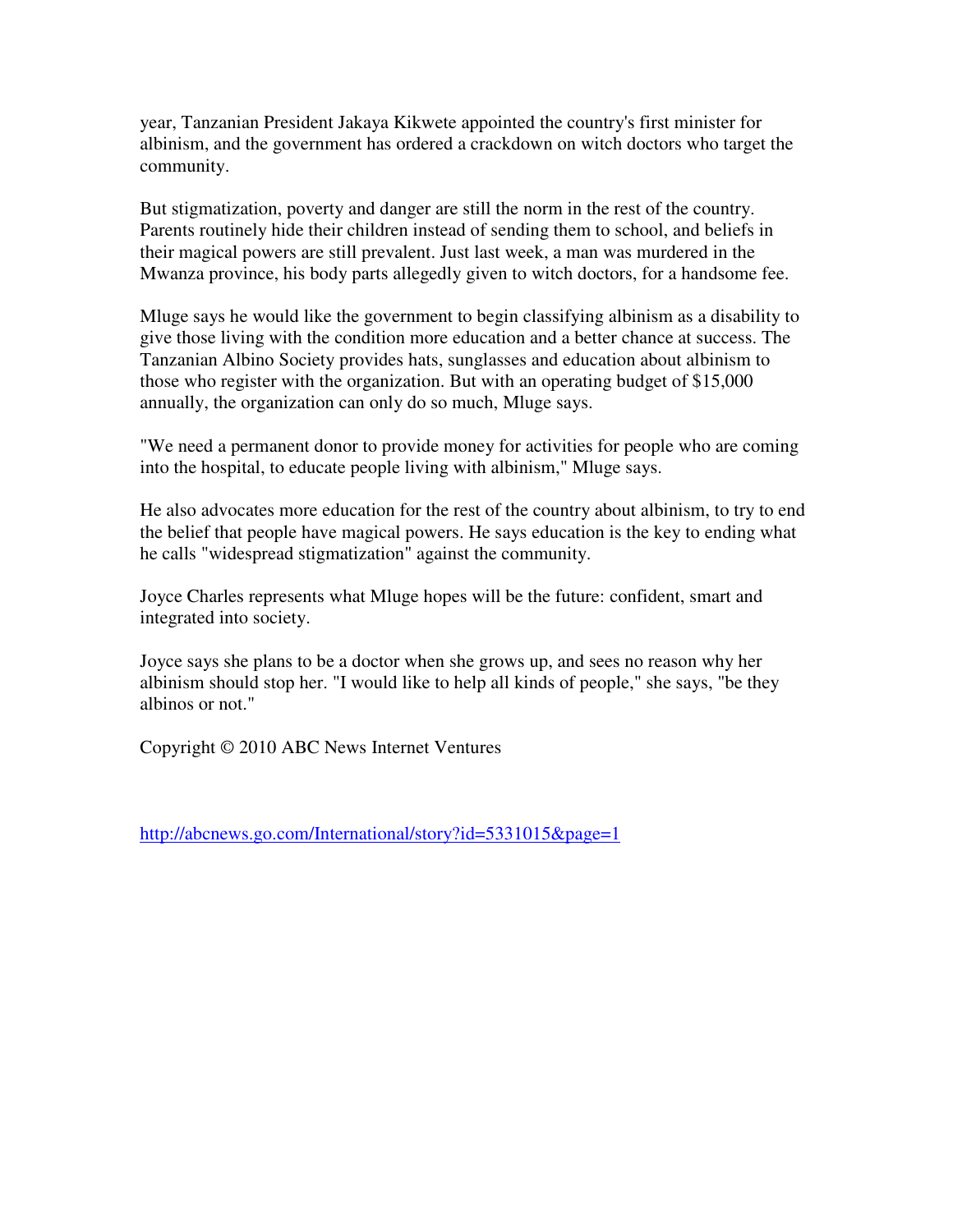year, Tanzanian President Jakaya Kikwete appointed the country's first minister for albinism, and the government has ordered a crackdown on witch doctors who target the community.

But stigmatization, poverty and danger are still the norm in the rest of the country. Parents routinely hide their children instead of sending them to school, and beliefs in their magical powers are still prevalent. Just last week, a man was murdered in the Mwanza province, his body parts allegedly given to witch doctors, for a handsome fee.

Mluge says he would like the government to begin classifying albinism as a disability to give those living with the condition more education and a better chance at success. The Tanzanian Albino Society provides hats, sunglasses and education about albinism to those who register with the organization. But with an operating budget of $15,000 annually, the organization can only do so much, Mluge says.

"We need a permanent donor to provide money for activities for people who are coming into the hospital, to educate people living with albinism," Mluge says.

He also advocates more education for the rest of the country about albinism, to try to end the belief that people have magical powers. He says education is the key to ending what he calls "widespread stigmatization" against the community.

Joyce Charles represents what Mluge hopes will be the future: confident, smart and integrated into society.

Joyce says she plans to be a doctor when she grows up, and sees no reason why her albinism should stop her. "I would like to help all kinds of people," she says, "be they albinos or not."

Copyright © 2010 ABC News Internet Ventures

http://abcnews.go.com/International/story?id=5331015&page=1